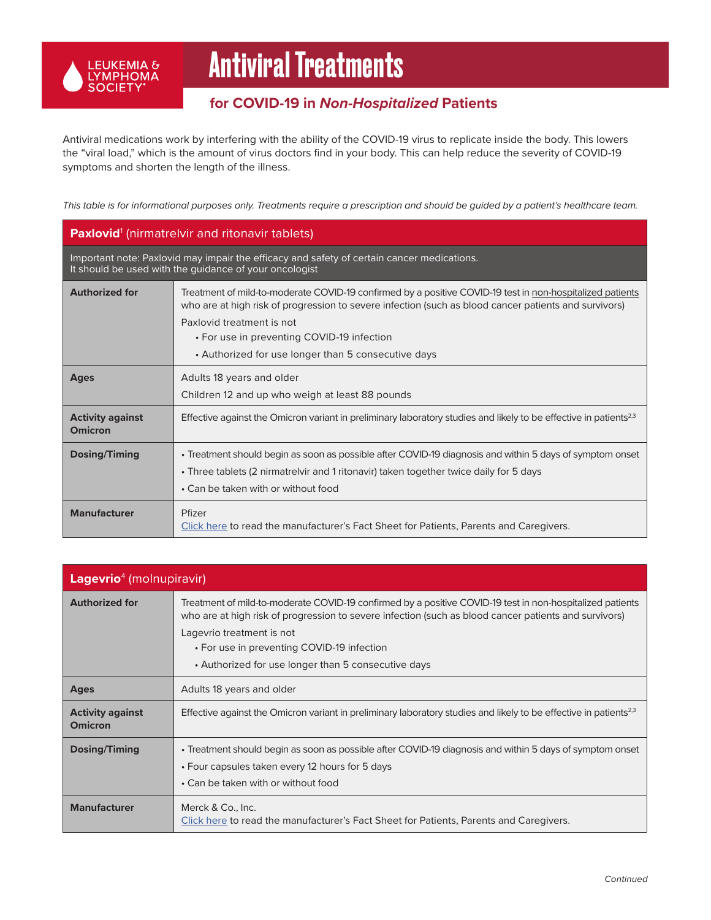# Antiviral Treatments

## for COVID-19 in *Non-Hospitalized* Patients

Antiviral medications work by interfering with the ability of the COVID-19 virus to replicate inside the body. This lowers the "viral load," which is the amount of virus doctors find in your body. This can help reduce the severity of COVID-19 symptoms and shorten the length of the illness.

*This table is for informational purposes only. Treatments require a prescription and should be guided by a patient's healthcare team.*

| **Paxlovid**[1] (nirmatrelvir and ritonavir tablets) | |
|---|---|
| Important note: Paxlovid may impair the efficacy and safety of certain cancer medications. It should be used with the guidance of your oncologist | |
| **Authorized for** | Treatment of mild-to-moderate COVID-19 confirmed by a positive COVID-19 test in non-hospitalized patients who are at high risk of progression to severe infection (such as blood cancer patients and survivors)<br>Paxlovid treatment is not<br>• For use in preventing COVID-19 infection<br>• Authorized for use longer than 5 consecutive days |
| **Ages** | Adults 18 years and older<br>Children 12 and up who weigh at least 88 pounds |
| **Activity against Omicron** | Effective against the Omicron variant in preliminary laboratory studies and likely to be effective in patients[2,3] |
| **Dosing/Timing** | • Treatment should begin as soon as possible after COVID-19 diagnosis and within 5 days of symptom onset<br>• Three tablets (2 nirmatrelvir and 1 ritonavir) taken together twice daily for 5 days<br>• Can be taken with or without food |
| **Manufacturer** | Pfizer<br>Click here to read the manufacturer's Fact Sheet for Patients, Parents and Caregivers. |

| **Lagevrio**[4] (molnupiravir) | |
|---|---|
| **Authorized for** | Treatment of mild-to-moderate COVID-19 confirmed by a positive COVID-19 test in non-hospitalized patients who are at high risk of progression to severe infection (such as blood cancer patients and survivors)<br>Lagevrio treatment is not<br>• For use in preventing COVID-19 infection<br>• Authorized for use longer than 5 consecutive days |
| **Ages** | Adults 18 years and older |
| **Activity against Omicron** | Effective against the Omicron variant in preliminary laboratory studies and likely to be effective in patients[2,3] |
| **Dosing/Timing** | • Treatment should begin as soon as possible after COVID-19 diagnosis and within 5 days of symptom onset<br>• Four capsules taken every 12 hours for 5 days<br>• Can be taken with or without food |
| **Manufacturer** | Merck & Co., Inc.<br>Click here to read the manufacturer's Fact Sheet for Patients, Parents and Caregivers. |

*Continued*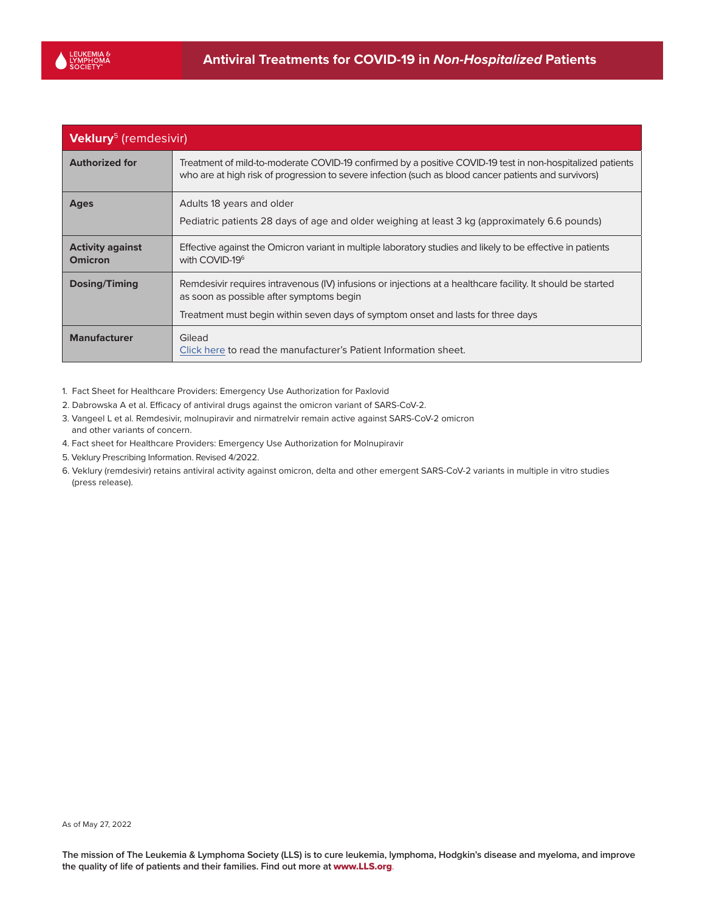| **Veklury**[5] (remdesivir) | |
|---|---|
| **Authorized for** | Treatment of mild-to-moderate COVID-19 confirmed by a positive COVID-19 test in non-hospitalized patients who are at high risk of progression to severe infection (such as blood cancer patients and survivors) |
| **Ages** | Adults 18 years and older<br>Pediatric patients 28 days of age and older weighing at least 3 kg (approximately 6.6 pounds) |
| **Activity against Omicron** | Effective against the Omicron variant in multiple laboratory studies and likely to be effective in patients with COVID-19[6] |
| **Dosing/Timing** | Remdesivir requires intravenous (IV) infusions or injections at a healthcare facility. It should be started as soon as possible after symptoms begin<br>Treatment must begin within seven days of symptom onset and lasts for three days |
| **Manufacturer** | Gilead<br>Click here to read the manufacturer's Patient Information sheet. |

1. Fact Sheet for Healthcare Providers: Emergency Use Authorization for Paxlovid
2. Dabrowska A et al. Efficacy of antiviral drugs against the omicron variant of SARS-CoV-2.
3. Vangeel L et al. Remdesivir, molnupiravir and nirmatrelvir remain active against SARS-CoV-2 omicron and other variants of concern.
4. Fact sheet for Healthcare Providers: Emergency Use Authorization for Molnupiravir
5. Veklury Prescribing Information. Revised 4/2022.
6. Veklury (remdesivir) retains antiviral activity against omicron, delta and other emergent SARS-CoV-2 variants in multiple in vitro studies (press release).

As of May 27, 2022

**The mission of The Leukemia & Lymphoma Society (LLS) is to cure leukemia, lymphoma, Hodgkin's disease and myeloma, and improve the quality of life of patients and their families. Find out more at www.LLS.org.**